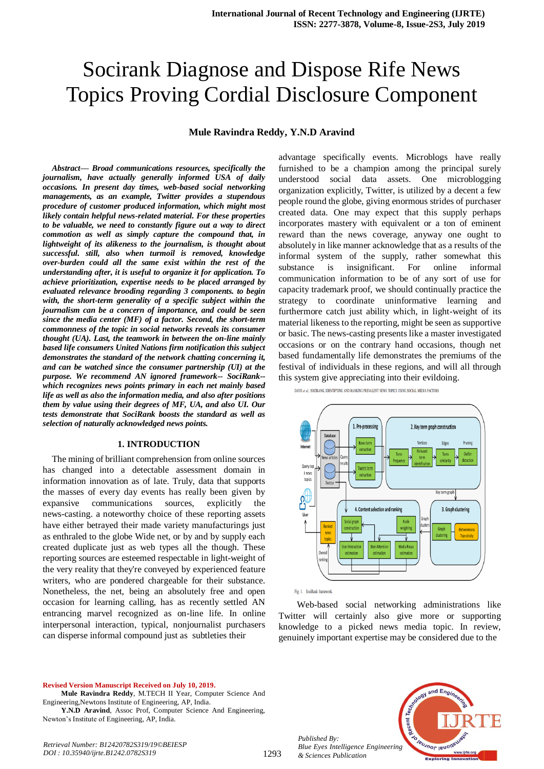# Socirank Diagnose and Dispose Rife News Topics Proving Cordial Disclosure Component

**Mule Ravindra Reddy, Y.N.D Aravind**

***Abstract— Broad communications resources, specifically the journalism, have actually generally informed USA of daily occasions. In present day times, web-based social networking managements, as an example, Twitter provides a stupendous procedure of customer produced information, which might most likely contain helpful news-related material. For these properties to be valuable, we need to constantly figure out a way to direct commotion as well as simply capture the compound that, in lightweight of its alikeness to the journalism, is thought about successful. still, also when turmoil is removed, knowledge over-burden could all the same exist within the rest of the understanding after, it is useful to organize it for application. To achieve prioritization, expertise needs to be placed arranged by evaluated relevance brooding regarding 3 components. to begin with, the short-term generality of a specific subject within the journalism can be a concern of importance, and could be seen since the media center (MF) of a factor. Second, the short-term commonness of the topic in social networks reveals its consumer thought (UA). Last, the teamwork in between the on-line mainly based life consumers United Nations firm notification this subject demonstrates the standard of the network chatting concerning it, and can be watched since the consumer partnership (UI) at the purpose. We recommend AN ignored framework-- SociRank--which recognizes news points primary in each net mainly based life as well as also the information media, and also after positions them by value using their degrees of MF, UA, and UI. Our tests demonstrate that SociRank boosts the standard as well as selection of naturally acknowledged news points.***

## 1. INTRODUCTION

The mining of brilliant comprehension from online sources has changed into a detectable assessment domain in information innovation as of late. Truly, data that supports the masses of every day events has really been given by expansive communications sources, explicitly the news-casting. a noteworthy choice of these reporting assets have either betrayed their made variety manufacturings just as enthraled to the globe Wide net, or by and by supply each created duplicate just as web types all the though. These reporting sources are esteemed respectable in light-weight of the very reality that they're conveyed by experienced feature writers, who are pondered chargeable for their substance. Nonetheless, the net, being an absolutely free and open occasion for learning calling, has as recently settled AN entrancing marvel recognized as on-line life. In online interpersonal interaction, typical, nonjournalist purchasers can disperse informal compound just as subtleties their advantage specifically events. Microblogs have really furnished to be a champion among the principal surely understood social data assets. One microblogging organization explicitly, Twitter, is utilized by a decent a few people round the globe, giving enormous strides of purchaser created data. One may expect that this supply perhaps incorporates mastery with equivalent or a ton of eminent reward than the news coverage, anyway one ought to absolutely in like manner acknowledge that as a results of the informal system of the supply, rather somewhat this substance is insignificant. For online informal communication information to be of any sort of use for capacity trademark proof, we should continually practice the strategy to coordinate uninformative learning and furthermore catch just ability which, in light-weight of its material likeness to the reporting, might be seen as supportive or basic. The news-casting presents like a master investigated occasions or on the contrary hand occasions, though net based fundamentally life demonstrates the premiums of the festival of individuals in these regions, and will all through this system give appreciating into their evildoing.

Fig. 1. SociRank framework.

Web-based social networking administrations like Twitter will certainly also give more or supporting knowledge to a picked news media topic. In review, genuinely important expertise may be considered due to the

**Revised Version Manuscript Received on July 10, 2019.**

**Mule Ravindra Reddy**, M.TECH II Year, Computer Science And Engineering,Newtons Institute of Engineering, AP, India.

**Y.N.D Aravind**, Assoc Prof, Computer Science And Engineering, Newton's Institute of Engineering, AP, India.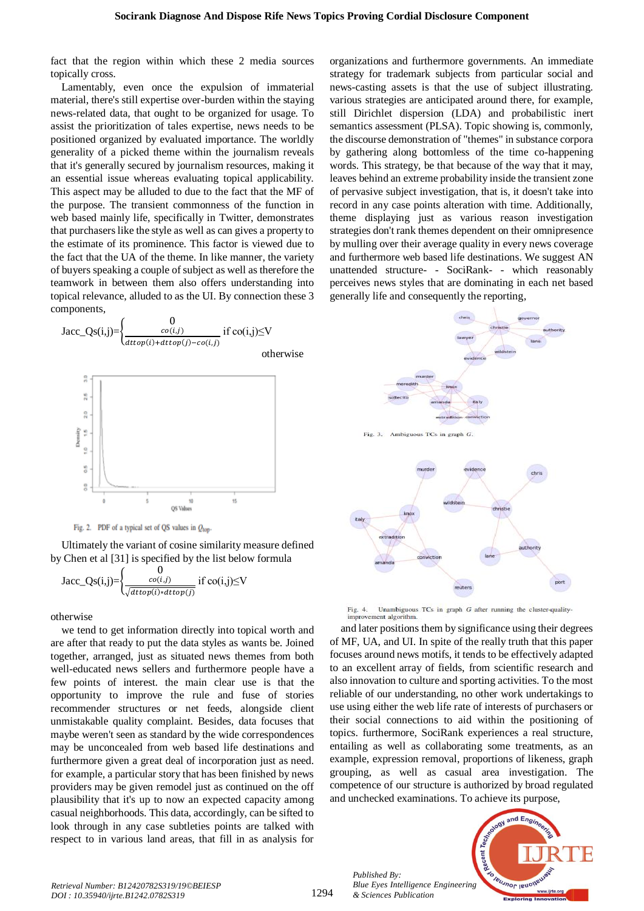fact that the region within which these 2 media sources topically cross.

Lamentably, even once the expulsion of immaterial material, there's still expertise over-burden within the staying news-related data, that ought to be organized for usage. To assist the prioritization of tales expertise, news needs to be positioned organized by evaluated importance. The worldly generality of a picked theme within the journalism reveals that it's generally secured by journalism resources, making it an essential issue whereas evaluating topical applicability. This aspect may be alluded to due to the fact that the MF of the purpose. The transient commonness of the function in web based mainly life, specifically in Twitter, demonstrates that purchasers like the style as well as can gives a property to the estimate of its prominence. This factor is viewed due to the fact that the UA of the theme. In like manner, the variety of buyers speaking a couple of subject as well as therefore the teamwork in between them also offers understanding into topical relevance, alluded to as the UI. By connection these 3 components,

$$Jacc\_Qs(i,j)=\begin{cases} 0 & \text{if } co(i,j)\leq V \\ \dfrac{co(i,j)}{dttop(i)+dttop(j)-co(i,j)} & \text{otherwise} \end{cases}$$

Fig. 2. PDF of a typical set of QS values in $Q_{top}$.

Ultimately the variant of cosine similarity measure defined by Chen et al [31] is specified by the list below formula

$$Jacc\_Qs(i,j)=\begin{cases} 0 & \text{if } co(i,j)\leq V \\ \dfrac{co(i,j)}{\sqrt{dttop(i)*dttop(j)}} & \text{otherwise} \end{cases}$$

we tend to get information directly into topical worth and are after that ready to put the data styles as wants be. Joined together, arranged, just as situated news themes from both well-educated news sellers and furthermore people have a few points of interest. The main clear use is that the opportunity to improve the rule and fuse of stories recommender structures or net feeds, alongside client unmistakable quality complaint. Besides, data focuses that maybe weren't seen as standard by the wide correspondences may be unconcealed from web based life destinations and furthermore given a great deal of incorporation just as need. for example, a particular story that has been finished by news providers may be given remodel just as continued on the off plausibility that it's up to now an expected capacity among casual neighborhoods. This data, accordingly, can be sifted to look through in any case subtleties points are talked with respect to in various land areas, that fill in as analysis for organizations and furthermore governments. An immediate strategy for trademark subjects from particular social and news-casting assets is that the use of subject illustrating. various strategies are anticipated around there, for example, still Dirichlet dispersion (LDA) and probabilistic inert semantics assessment (PLSA). Topic showing is, commonly, the discourse demonstration of "themes" in substance corpora by gathering along bottomless of the time co-happening words. This strategy, be that because of the way that it may, leaves behind an extreme probability inside the transient zone of pervasive subject investigation, that is, it doesn't take into record in any case points alteration with time. Additionally, theme displaying just as various reason investigation strategies don't rank themes dependent on their omnipresence by mulling over their average quality in every news coverage and furthermore web based life destinations. We suggest AN unattended structure- - SociRank- - which reasonably perceives news styles that are dominating in each net based generally life and consequently the reporting,

Fig. 3. Ambiguous TCs in graph $G$.

Fig. 4. Unambiguous TCs in graph $G$ after running the cluster-quality-improvement algorithm.

and later positions them by significance using their degrees of MF, UA, and UI. In spite of the really truth that this paper focuses around news motifs, it tends to be effectively adapted to an excellent array of fields, from scientific research and also innovation to culture and sporting activities. To the most reliable of our understanding, no other work undertakings to use using either the web life rate of interests of purchasers or their social connections to aid within the positioning of topics. furthermore, SociRank experiences a real structure, entailing as well as collaborating some treatments, as an example, expression removal, proportions of likeness, graph grouping, as well as casual area investigation. The competence of our structure is authorized by broad regulated and unchecked examinations. To achieve its purpose,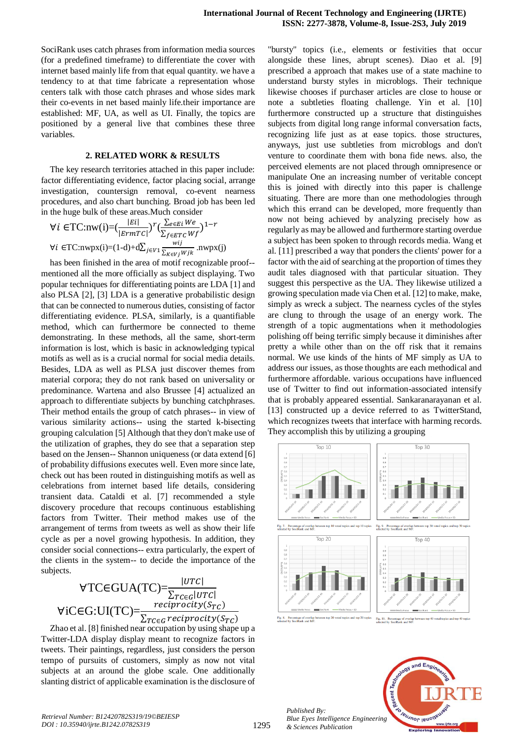SociRank uses catch phrases from information media sources (for a predefined timeframe) to differentiate the cover with internet based mainly life from that equal quantity. we have a tendency to at that time fabricate a representation whose centers talk with those catch phrases and whose sides mark their co-events in net based mainly life.their importance are established: MF, UA, as well as UI. Finally, the topics are positioned by a general live that combines these three variables.

## 2. RELATED WORK & RESULTS

The key research territories attached in this paper include: factor differentiating evidence, factor placing social, arrange investigation, countersign removal, co-event nearness procedures, and also chart bunching. Broad job has been led in the huge bulk of these areas.Much consider

$$\forall i \in \text{TC:nw(i)}=\left(\frac{|Ei|}{|ErmTC|}\right)^{r}\left(\frac{\sum_{e\in Ei} We}{\sum_{f\in ETC} Wf}\right)^{1-r}$$

$$\forall i \in \text{TC:nwpx(i)}=(1\text{-d})+\text{d}\sum_{j\in V1}\frac{wij}{\sum_{K\in Vj} Wjk}.\text{nwpx(j)}$$

has been finished in the area of motif recognizable proof-- mentioned all the more officially as subject displaying. Two popular techniques for differentiating points are LDA [1] and also PLSA [2], [3] LDA is a generative probabilistic design that can be connected to numerous duties, consisting of factor differentiating evidence. PLSA, similarly, is a quantifiable method, which can furthermore be connected to theme demonstrating. In these methods, all the same, short-term information is lost, which is basic in acknowledging typical motifs as well as is a crucial normal for social media details. Besides, LDA as well as PLSA just discover themes from material corpora; they do not rank based on universality or predominance. Wartena and also Brussee [4] actualized an approach to differentiate subjects by bunching catchphrases. Their method entails the group of catch phrases-- in view of various similarity actions-- using the started k-bisecting grouping calculation [5] Although that they don't make use of the utilization of graphes, they do see that a separation step based on the Jensen-- Shannon uniqueness (or data extend [6] of probability diffusions executes well. Even more since late, check out has been routed in distinguishing motifs as well as celebrations from internet based life details, considering transient data. Cataldi et al. [7] recommended a style discovery procedure that recoups continuous establishing factors from Twitter. Their method makes use of the arrangement of terms from tweets as well as show their life cycle as per a novel growing hypothesis. In addition, they consider social connections-- extra particularly, the expert of the clients in the system-- to decide the importance of the subjects.

$$\forall \text{TC}\in \text{GUA(TC)}=\frac{|UTC|}{\sum_{TC\in G}|UTC|}$$

$$\forall \text{iC}\in \text{G:UI(TC)}=\frac{reciprocity(S_{TC})}{\sum_{TC\in G} reciprocity(S_{TC})}$$

Zhao et al. [8] finished near occupation by using shape up a Twitter-LDA display display meant to recognize factors in tweets. Their paintings, regardless, just considers the person tempo of pursuits of customers, simply as now not vital subjects at an around the globe scale. One additionally slanting district of applicable examination is the disclosure of "bursty" topics (i.e., elements or festivities that occur alongside these lines, abrupt scenes). Diao et al. [9] prescribed a approach that makes use of a state machine to understand bursty styles in microblogs. Their technique likewise chooses if purchaser articles are close to house or note a subtleties floating challenge. Yin et al. [10] furthermore constructed up a structure that distinguishes subjects from digital long range informal conversation facts, recognizing life just as at ease topics. those structures, anyways, just use subtleties from microblogs and don't venture to coordinate them with bona fide news. also, the perceived elements are not placed through omnipresence or manipulate One an increasing number of veritable concept this is joined with directly into this paper is challenge situating. There are more than one methodologies through which this errand can be developed, more frequently than now not being achieved by analyzing precisely how as regularly as may be allowed and furthermore starting overdue a subject has been spoken to through records media. Wang et al. [11] prescribed a way that ponders the clients' power for a factor with the aid of searching at the proportion of times they audit tales diagnosed with that particular situation. They suggest this perspective as the UA. They likewise utilized a growing speculation made via Chen et al. [12] to make, make, simply as wreck a subject. The nearness cycles of the styles are clung to through the usage of an energy work. The strength of a topic augmentations when it methodologies polishing off being terrific simply because it diminishes after pretty a while other than on the off risk that it remains normal. We use kinds of the hints of MF simply as UA to address our issues, as those thoughts are each methodical and furthermore affordable. various occupations have influenced use of Twitter to find out information-associated intensify that is probably appeared essential. Sankaranarayanan et al. [13] constructed up a device referred to as TwitterStand, which recognizes tweets that interface with harming records. They accomplish this by utilizing a grouping

Fig. 7. Percentage of overlap between top 10 voted topics and top 10 topics selected by SociRank and MF.

Fig. 9. Percentage of overlap between top 30 voted topics and top 30 topics selected by SociRank and MF.

Fig. 8. Percentage of overlap between top 20 voted topics and top 20 topics selected by SociRank and MF.

Fig. 10. Percentage of overlap between top 40 voted topics and top 40 topics selected by SociRank and MF.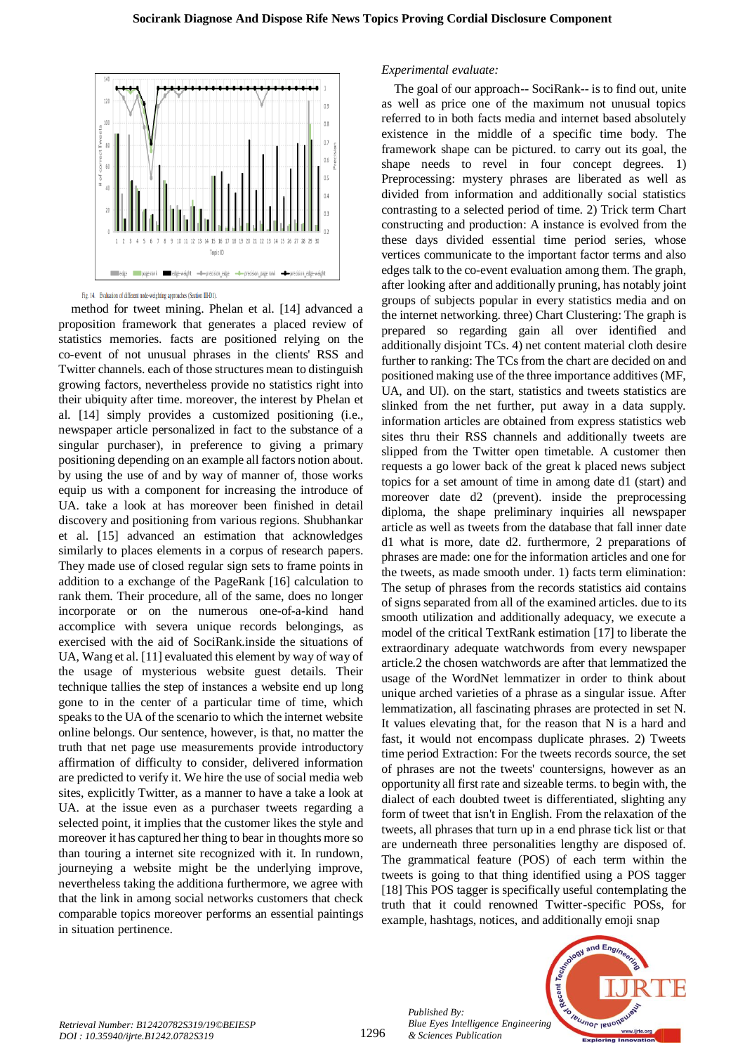Fig. 14. Evaluation of different node-weighting approaches (Section III-D1).

method for tweet mining. Phelan et al. [14] advanced a proposition framework that generates a placed review of statistics memories. facts are positioned relying on the co-event of not unusual phrases in the clients' RSS and Twitter channels. each of those structures mean to distinguish growing factors, nevertheless provide no statistics right into their ubiquity after time. moreover, the interest by Phelan et al. [14] simply provides a customized positioning (i.e., newspaper article personalized in fact to the substance of a singular purchaser), in preference to giving a primary positioning depending on an example all factors notion about. by using the use of and by way of manner of, those works equip us with a component for increasing the introduce of UA. take a look at has moreover been finished in detail discovery and positioning from various regions. Shubhankar et al. [15] advanced an estimation that acknowledges similarly to places elements in a corpus of research papers. They made use of closed regular sign sets to frame points in addition to a exchange of the PageRank [16] calculation to rank them. Their procedure, all of the same, does no longer incorporate or on the numerous one-of-a-kind hand accomplice with severa unique records belongings, as exercised with the aid of SociRank.inside the situations of UA, Wang et al. [11] evaluated this element by way of way of the usage of mysterious website guest details. Their technique tallies the step of instances a website end up long gone to in the center of a particular time of time, which speaks to the UA of the scenario to which the internet website online belongs. Our sentence, however, is that, no matter the truth that net page use measurements provide introductory affirmation of difficulty to consider, delivered information are predicted to verify it. We hire the use of social media web sites, explicitly Twitter, as a manner to have a take a look at UA. at the issue even as a purchaser tweets regarding a selected point, it implies that the customer likes the style and moreover it has captured her thing to bear in thoughts more so than touring a internet site recognized with it. In rundown, journeying a website might be the underlying improve, nevertheless taking the additiona furthermore, we agree with that the link in among social networks customers that check comparable topics moreover performs an essential paintings in situation pertinence.

*Experimental evaluate:*

The goal of our approach-- SociRank-- is to find out, unite as well as price one of the maximum not unusual topics referred to in both facts media and internet based absolutely existence in the middle of a specific time body. The framework shape can be pictured. to carry out its goal, the shape needs to revel in four concept degrees. 1) Preprocessing: mystery phrases are liberated as well as divided from information and additionally social statistics contrasting to a selected period of time. 2) Trick term Chart constructing and production: A instance is evolved from the these days divided essential time period series, whose vertices communicate to the important factor terms and also edges talk to the co-event evaluation among them. The graph, after looking after and additionally pruning, has notably joint groups of subjects popular in every statistics media and on the internet networking. three) Chart Clustering: The graph is prepared so regarding gain all over identified and additionally disjoint TCs. 4) net content material cloth desire further to ranking: The TCs from the chart are decided on and positioned making use of the three importance additives (MF, UA, and UI). on the start, statistics and tweets statistics are slinked from the net further, put away in a data supply. information articles are obtained from express statistics web sites thru their RSS channels and additionally tweets are slipped from the Twitter open timetable. A customer then requests a go lower back of the great k placed news subject topics for a set amount of time in among date d1 (start) and moreover date d2 (prevent). inside the preprocessing diploma, the shape preliminary inquiries all newspaper article as well as tweets from the database that fall inner date d1 what is more, date d2. furthermore, 2 preparations of phrases are made: one for the information articles and one for the tweets, as made smooth under. 1) facts term elimination: The setup of phrases from the records statistics aid contains of signs separated from all of the examined articles. due to its smooth utilization and additionally adequacy, we execute a model of the critical TextRank estimation [17] to liberate the extraordinary adequate watchwords from every newspaper article.2 the chosen watchwords are after that lemmatized the usage of the WordNet lemmatizer in order to think about unique arched varieties of a phrase as a singular issue. After lemmatization, all fascinating phrases are protected in set N. It values elevating that, for the reason that N is a hard and fast, it would not encompass duplicate phrases. 2) Tweets time period Extraction: For the tweets records source, the set of phrases are not the tweets' countersigns, however as an opportunity all first rate and sizeable terms. to begin with, the dialect of each doubted tweet is differentiated, slighting any form of tweet that isn't in English. From the relaxation of the tweets, all phrases that turn up in a end phrase tick list or that are underneath three personalities lengthy are disposed of. The grammatical feature (POS) of each term within the tweets is going to that thing identified using a POS tagger [18] This POS tagger is specifically useful contemplating the truth that it could renowned Twitter-specific POSs, for example, hashtags, notices, and additionally emoji snap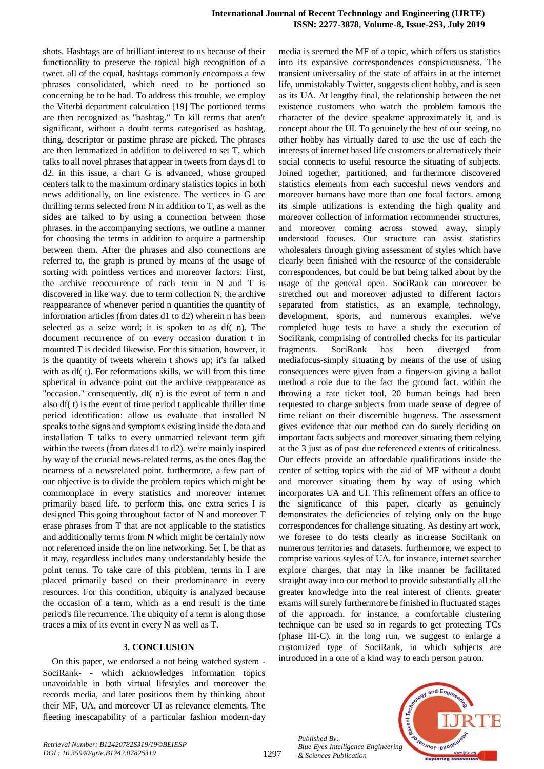shots. Hashtags are of brilliant interest to us because of their functionality to preserve the topical high recognition of a tweet. all of the equal, hashtags commonly encompass a few phrases consolidated, which need to be portioned so concerning be to be had. To address this trouble, we employ the Viterbi department calculation [19] The portioned terms are then recognized as "hashtag." To kill terms that aren't significant, without a doubt terms categorised as hashtag, thing, descriptor or pastime phrase are picked. The phrases are then lemmatized in addition to delivered to set T, which talks to all novel phrases that appear in tweets from days d1 to d2. in this issue, a chart G is advanced, whose grouped centers talk to the maximum ordinary statistics topics in both news additionally, on line existence. The vertices in G are thrilling terms selected from N in addition to T, as well as the sides are talked to by using a connection between those phrases. in the accompanying sections, we outline a manner for choosing the terms in addition to acquire a partnership between them. After the phrases and also connections are referred to, the graph is pruned by means of the usage of sorting with pointless vertices and moreover factors: First, the archive reoccurrence of each term in N and T is discovered in like way. due to term collection N, the archive reappearance of whenever period n quantities the quantity of information articles (from dates d1 to d2) wherein n has been selected as a seize word; it is spoken to as df( n). The document recurrence of on every occasion duration t in mounted T is decided likewise. For this situation, however, it is the quantity of tweets wherein t shows up; it's far talked with as df( t). For reformations skills, we will from this time spherical in advance point out the archive reappearance as "occasion." consequently, df( n) is the event of term n and also df( t) is the event of time period t applicable thriller time period identification: allow us evaluate that installed N speaks to the signs and symptoms existing inside the data and installation T talks to every unmarried relevant term gift within the tweets (from dates d1 to d2). we're mainly inspired by way of the crucial news-related terms, as the ones flag the nearness of a newsrelated point. furthermore, a few part of our objective is to divide the problem topics which might be commonplace in every statistics and moreover internet primarily based life. to perform this, one extra series I is designed This going throughout factor of N and moreover T erase phrases from T that are not applicable to the statistics and additionally terms from N which might be certainly now not referenced inside the on line networking. Set I, be that as it may, regardless includes many understandably beside the point terms. To take care of this problem, terms in I are placed primarily based on their predominance in every resources. For this condition, ubiquity is analyzed because the occasion of a term, which as a end result is the time period's file recurrence. The ubiquity of a term is along those traces a mix of its event in every N as well as T.

### 3. CONCLUSION

On this paper, we endorsed a not being watched system - SociRank- - which acknowledges information topics unavoidable in both virtual lifestyles and moreover the records media, and later positions them by thinking about their MF, UA, and moreover UI as relevance elements. The fleeting inescapability of a particular fashion modern-day media is seemed the MF of a topic, which offers us statistics into its expansive correspondences conspicuousness. The transient universality of the state of affairs in at the internet life, unmistakably Twitter, suggests client hobby, and is seen as its UA. At lengthy final, the relationship between the net existence customers who watch the problem famous the character of the device speakme approximately it, and is concept about the UI. To genuinely the best of our seeing, no other hobby has virtually dared to use the use of each the interests of internet based life customers or alternatively their social connects to useful resource the situating of subjects. Joined together, partitioned, and furthermore discovered statistics elements from each succesful news vendors and moreover humans have more than one focal factors. among its simple utilizations is extending the high quality and moreover collection of information recommender structures, and moreover coming across stowed away, simply understood focuses. Our structure can assist statistics wholesalers through giving assessment of styles which have clearly been finished with the resource of the considerable correspondences, but could be but being talked about by the usage of the general open. SociRank can moreover be stretched out and moreover adjusted to different factors separated from statistics, as an example, technology, development, sports, and numerous examples. we've completed huge tests to have a study the execution of SociRank, comprising of controlled checks for its particular fragments. SociRank has been diverged from mediafocus-simply situating by means of the use of using consequences were given from a fingers-on giving a ballot method a role due to the fact the ground fact. within the throwing a rate ticket tool, 20 human beings had been requested to charge subjects from made sense of degree of time reliant on their discernible hugeness. The assessment gives evidence that our method can do surely deciding on important facts subjects and moreover situating them relying at the 3 just as of past due referenced extents of criticalness. Our effects provide an affordable qualifications inside the center of setting topics with the aid of MF without a doubt and moreover situating them by way of using which incorporates UA and UI. This refinement offers an office to the significance of this paper, clearly as genuinely demonstrates the deficiencies of relying only on the huge correspondences for challenge situating. As destiny art work, we foresee to do tests clearly as increase SociRank on numerous territories and datasets. furthermore, we expect to comprise various styles of UA, for instance, internet searcher explore charges, that may in like manner be facilitated straight away into our method to provide substantially all the greater knowledge into the real interest of clients. greater exams will surely furthermore be finished in fluctuated stages of the approach. for instance, a comfortable clustering technique can be used so in regards to get protecting TCs (phase III-C). in the long run, we suggest to enlarge a customized type of SociRank, in which subjects are introduced in a one of a kind way to each person patron.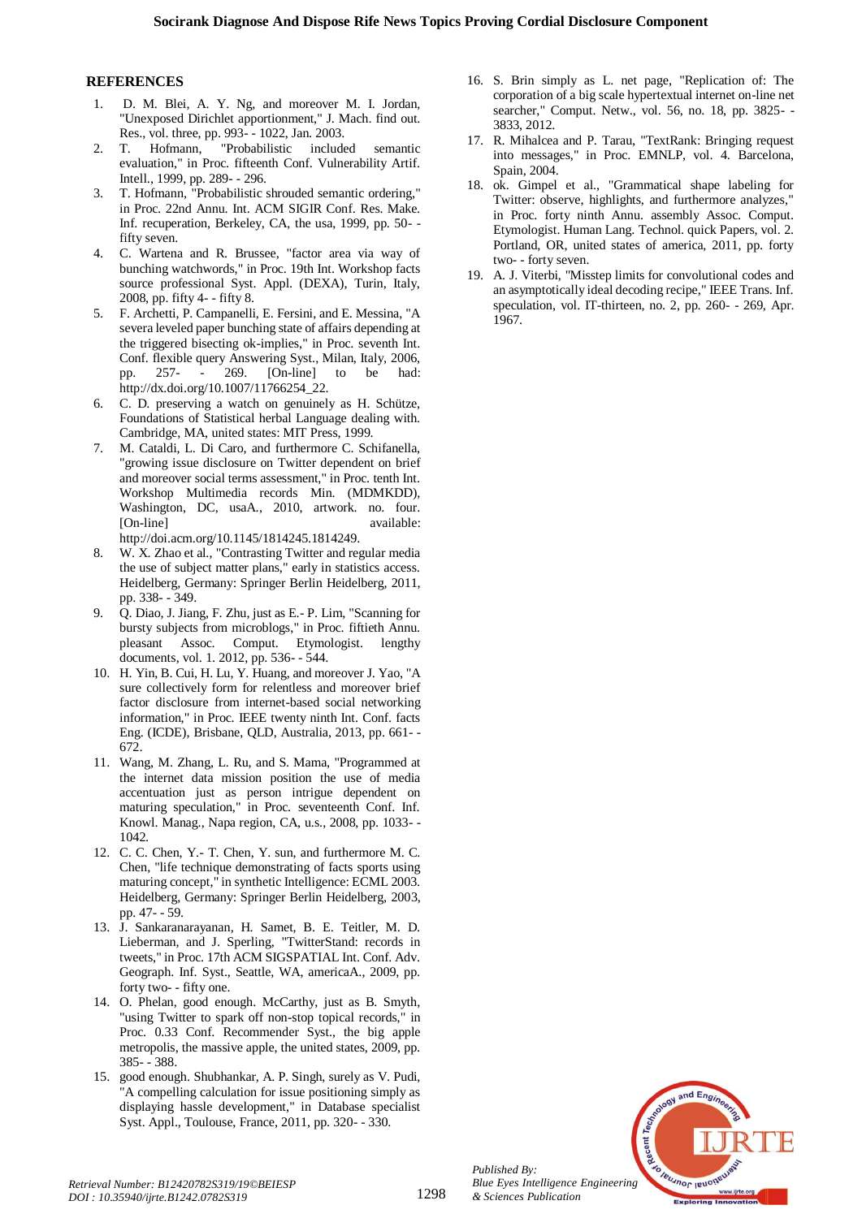## REFERENCES

1. D. M. Blei, A. Y. Ng, and moreover M. I. Jordan, "Unexposed Dirichlet apportionment," J. Mach. find out. Res., vol. three, pp. 993- - 1022, Jan. 2003.
2. T. Hofmann, "Probabilistic included semantic evaluation," in Proc. fifteenth Conf. Vulnerability Artif. Intell., 1999, pp. 289- - 296.
3. T. Hofmann, "Probabilistic shrouded semantic ordering," in Proc. 22nd Annu. Int. ACM SIGIR Conf. Res. Make. Inf. recuperation, Berkeley, CA, the usa, 1999, pp. 50- - fifty seven.
4. C. Wartena and R. Brussee, "factor area via way of bunching watchwords," in Proc. 19th Int. Workshop facts source professional Syst. Appl. (DEXA), Turin, Italy, 2008, pp. fifty 4- - fifty 8.
5. F. Archetti, P. Campanelli, E. Fersini, and E. Messina, "A severa leveled paper bunching state of affairs depending at the triggered bisecting ok-implies," in Proc. seventh Int. Conf. flexible query Answering Syst., Milan, Italy, 2006, pp. 257- - 269. [On-line] to be had: http://dx.doi.org/10.1007/11766254_22.
6. C. D. preserving a watch on genuinely as H. Schütze, Foundations of Statistical herbal Language dealing with. Cambridge, MA, united states: MIT Press, 1999.
7. M. Cataldi, L. Di Caro, and furthermore C. Schifanella, "growing issue disclosure on Twitter dependent on brief and moreover social terms assessment," in Proc. tenth Int. Workshop Multimedia records Min. (MDMKDD), Washington, DC, usaA., 2010, artwork. no. four. [On-line] available: http://doi.acm.org/10.1145/1814245.1814249.
8. W. X. Zhao et al., "Contrasting Twitter and regular media the use of subject matter plans," early in statistics access. Heidelberg, Germany: Springer Berlin Heidelberg, 2011, pp. 338- - 349.
9. Q. Diao, J. Jiang, F. Zhu, just as E.- P. Lim, "Scanning for bursty subjects from microblogs," in Proc. fiftieth Annu. pleasant Assoc. Comput. Etymologist. lengthy documents, vol. 1. 2012, pp. 536- - 544.
10. H. Yin, B. Cui, H. Lu, Y. Huang, and moreover J. Yao, "A sure collectively form for relentless and moreover brief factor disclosure from internet-based social networking information," in Proc. IEEE twenty ninth Int. Conf. facts Eng. (ICDE), Brisbane, QLD, Australia, 2013, pp. 661- - 672.
11. Wang, M. Zhang, L. Ru, and S. Mama, "Programmed at the internet data mission position the use of media accentuation just as person intrigue dependent on maturing speculation," in Proc. seventeenth Conf. Inf. Knowl. Manag., Napa region, CA, u.s., 2008, pp. 1033- - 1042.
12. C. C. Chen, Y.- T. Chen, Y. sun, and furthermore M. C. Chen, "life technique demonstrating of facts sports using maturing concept," in synthetic Intelligence: ECML 2003. Heidelberg, Germany: Springer Berlin Heidelberg, 2003, pp. 47- - 59.
13. J. Sankaranarayanan, H. Samet, B. E. Teitler, M. D. Lieberman, and J. Sperling, "TwitterStand: records in tweets," in Proc. 17th ACM SIGSPATIAL Int. Conf. Adv. Geograph. Inf. Syst., Seattle, WA, americaA., 2009, pp. forty two- - fifty one.
14. O. Phelan, good enough. McCarthy, just as B. Smyth, "using Twitter to spark off non-stop topical records," in Proc. 0.33 Conf. Recommender Syst., the big apple metropolis, the massive apple, the united states, 2009, pp. 385- - 388.
15. good enough. Shubhankar, A. P. Singh, surely as V. Pudi, "A compelling calculation for issue positioning simply as displaying hassle development," in Database specialist Syst. Appl., Toulouse, France, 2011, pp. 320- - 330.
16. S. Brin simply as L. net page, "Replication of: The corporation of a big scale hypertextual internet on-line net searcher," Comput. Netw., vol. 56, no. 18, pp. 3825- - 3833, 2012.
17. R. Mihalcea and P. Tarau, "TextRank: Bringing request into messages," in Proc. EMNLP, vol. 4. Barcelona, Spain, 2004.
18. ok. Gimpel et al., "Grammatical shape labeling for Twitter: observe, highlights, and furthermore analyzes," in Proc. forty ninth Annu. assembly Assoc. Comput. Etymologist. Human Lang. Technol. quick Papers, vol. 2. Portland, OR, united states of america, 2011, pp. forty two- - forty seven.
19. A. J. Viterbi, "Misstep limits for convolutional codes and an asymptotically ideal decoding recipe," IEEE Trans. Inf. speculation, vol. IT-thirteen, no. 2, pp. 260- - 269, Apr. 1967.